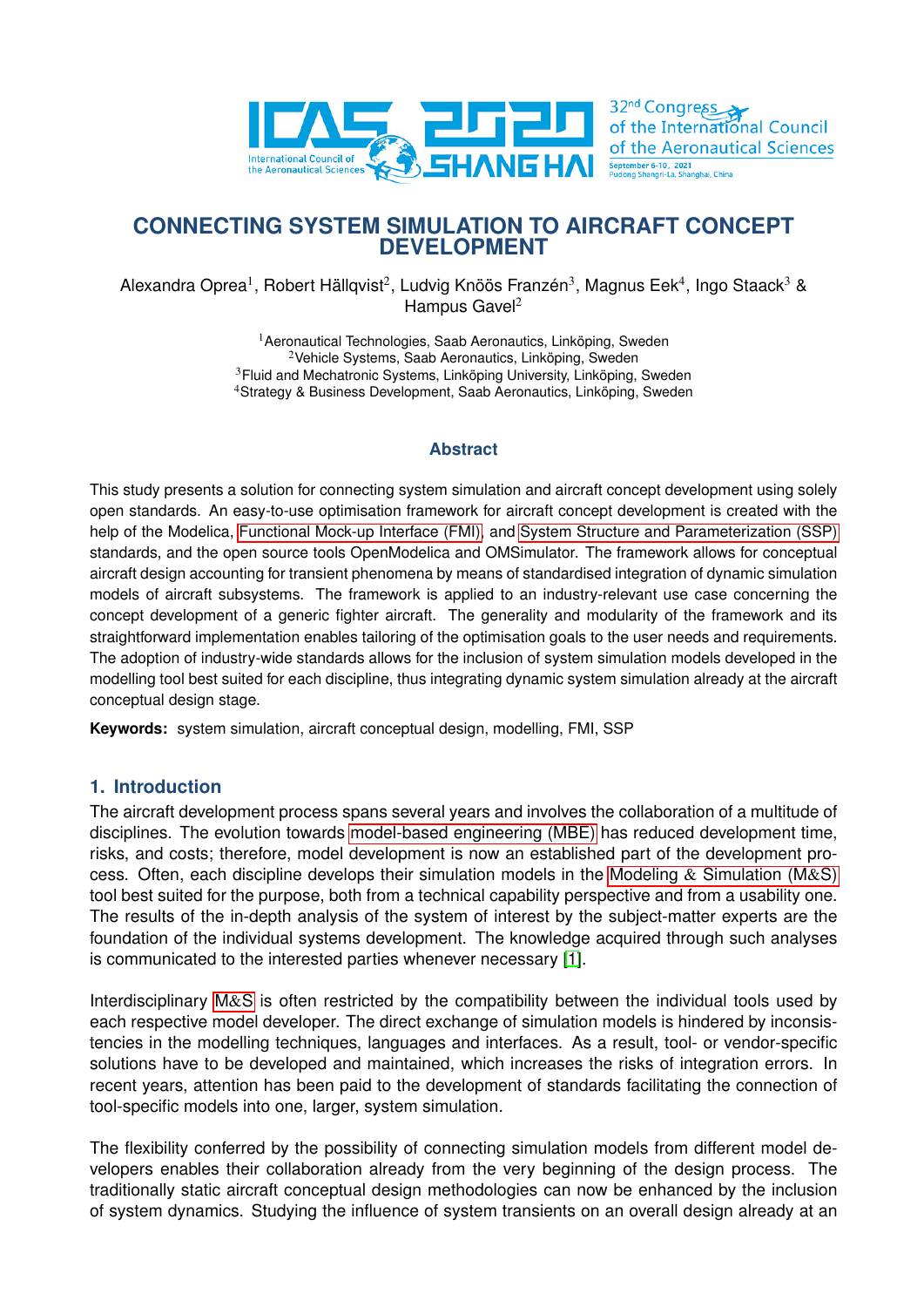# CONNECTING SYSTEM SIMULATION TO AIRCRAFT CONCEPT DEVELOPMENT

Alexandra Oprea[1], Robert Hällqvist[2], Ludvig Knöös Franzén[3], Magnus Eek[4], Ingo Staack[3] & Hampus Gavel[2]

[1]Aeronautical Technologies, Saab Aeronautics, Linköping, Sweden
[2]Vehicle Systems, Saab Aeronautics, Linköping, Sweden
[3]Fluid and Mechatronic Systems, Linköping University, Linköping, Sweden
[4]Strategy & Business Development, Saab Aeronautics, Linköping, Sweden

## Abstract

This study presents a solution for connecting system simulation and aircraft concept development using solely open standards. An easy-to-use optimisation framework for aircraft concept development is created with the help of the Modelica, Functional Mock-up Interface (FMI), and System Structure and Parameterization (SSP) standards, and the open source tools OpenModelica and OMSimulator. The framework allows for conceptual aircraft design accounting for transient phenomena by means of standardised integration of dynamic simulation models of aircraft subsystems. The framework is applied to an industry-relevant use case concerning the concept development of a generic fighter aircraft. The generality and modularity of the framework and its straightforward implementation enables tailoring of the optimisation goals to the user needs and requirements. The adoption of industry-wide standards allows for the inclusion of system simulation models developed in the modelling tool best suited for each discipline, thus integrating dynamic system simulation already at the aircraft conceptual design stage.

**Keywords:** system simulation, aircraft conceptual design, modelling, FMI, SSP

## 1. Introduction

The aircraft development process spans several years and involves the collaboration of a multitude of disciplines. The evolution towards model-based engineering (MBE) has reduced development time, risks, and costs; therefore, model development is now an established part of the development process. Often, each discipline develops their simulation models in the Modeling & Simulation (M&S) tool best suited for the purpose, both from a technical capability perspective and from a usability one. The results of the in-depth analysis of the system of interest by the subject-matter experts are the foundation of the individual systems development. The knowledge acquired through such analyses is communicated to the interested parties whenever necessary [1].

Interdisciplinary M&S is often restricted by the compatibility between the individual tools used by each respective model developer. The direct exchange of simulation models is hindered by inconsistencies in the modelling techniques, languages and interfaces. As a result, tool- or vendor-specific solutions have to be developed and maintained, which increases the risks of integration errors. In recent years, attention has been paid to the development of standards facilitating the connection of tool-specific models into one, larger, system simulation.

The flexibility conferred by the possibility of connecting simulation models from different model developers enables their collaboration already from the very beginning of the design process. The traditionally static aircraft conceptual design methodologies can now be enhanced by the inclusion of system dynamics. Studying the influence of system transients on an overall design already at an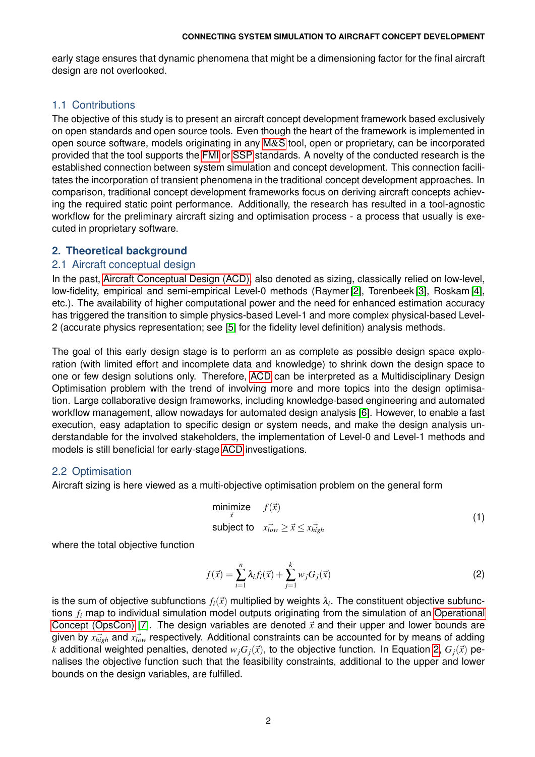early stage ensures that dynamic phenomena that might be a dimensioning factor for the final aircraft design are not overlooked.

### 1.1 Contributions

The objective of this study is to present an aircraft concept development framework based exclusively on open standards and open source tools. Even though the heart of the framework is implemented in open source software, models originating in any M&S tool, open or proprietary, can be incorporated provided that the tool supports the FMI or SSP standards. A novelty of the conducted research is the established connection between system simulation and concept development. This connection facilitates the incorporation of transient phenomena in the traditional concept development approaches. In comparison, traditional concept development frameworks focus on deriving aircraft concepts achieving the required static point performance. Additionally, the research has resulted in a tool-agnostic workflow for the preliminary aircraft sizing and optimisation process - a process that usually is executed in proprietary software.

## 2. Theoretical background

### 2.1 Aircraft conceptual design

In the past, Aircraft Conceptual Design (ACD), also denoted as sizing, classically relied on low-level, low-fidelity, empirical and semi-empirical Level-0 methods (Raymer [2], Torenbeek [3], Roskam [4], etc.). The availability of higher computational power and the need for enhanced estimation accuracy has triggered the transition to simple physics-based Level-1 and more complex physical-based Level-2 (accurate physics representation; see [5] for the fidelity level definition) analysis methods.

The goal of this early design stage is to perform an as complete as possible design space exploration (with limited effort and incomplete data and knowledge) to shrink down the design space to one or few design solutions only. Therefore, ACD can be interpreted as a Multidisciplinary Design Optimisation problem with the trend of involving more and more topics into the design optimisation. Large collaborative design frameworks, including knowledge-based engineering and automated workflow management, allow nowadays for automated design analysis [6]. However, to enable a fast execution, easy adaptation to specific design or system needs, and make the design analysis understandable for the involved stakeholders, the implementation of Level-0 and Level-1 methods and models is still beneficial for early-stage ACD investigations.

### 2.2 Optimisation

Aircraft sizing is here viewed as a multi-objective optimisation problem on the general form

$$
\begin{aligned}
&\underset{\vec{x}}{\text{minimize}} \quad f(\vec{x}) \\
&\text{subject to} \quad \vec{x_{low}} \geq \vec{x} \leq \vec{x_{high}}
\end{aligned}
\tag{1}
$$

where the total objective function

$$
f(\vec{x}) = \sum_{i=1}^{n} \lambda_i f_i(\vec{x}) + \sum_{j=1}^{k} w_j G_j(\vec{x})
\tag{2}
$$

is the sum of objective subfunctions $f_i(\vec{x})$ multiplied by weights $\lambda_i$. The constituent objective subfunctions $f_i$ map to individual simulation model outputs originating from the simulation of an Operational Concept (OpsCon) [7]. The design variables are denoted $\vec{x}$ and their upper and lower bounds are given by $\vec{x_{high}}$ and $\vec{x_{low}}$ respectively. Additional constraints can be accounted for by means of adding $k$ additional weighted penalties, denoted $w_j G_j(\vec{x})$, to the objective function. In Equation 2, $G_j(\vec{x})$ penalises the objective function such that the feasibility constraints, additional to the upper and lower bounds on the design variables, are fulfilled.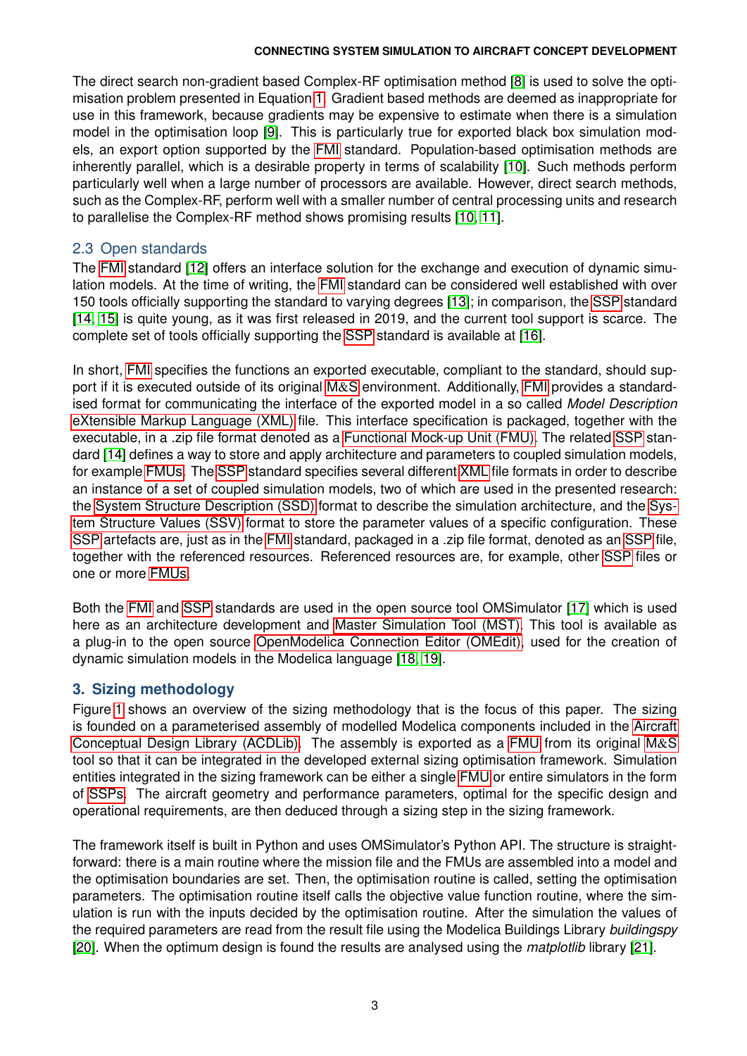The direct search non-gradient based Complex-RF optimisation method [8] is used to solve the optimisation problem presented in Equation 1. Gradient based methods are deemed as inappropriate for use in this framework, because gradients may be expensive to estimate when there is a simulation model in the optimisation loop [9]. This is particularly true for exported black box simulation models, an export option supported by the FMI standard. Population-based optimisation methods are inherently parallel, which is a desirable property in terms of scalability [10]. Such methods perform particularly well when a large number of processors are available. However, direct search methods, such as the Complex-RF, perform well with a smaller number of central processing units and research to parallelise the Complex-RF method shows promising results [10, 11].

### 2.3 Open standards

The FMI standard [12] offers an interface solution for the exchange and execution of dynamic simulation models. At the time of writing, the FMI standard can be considered well established with over 150 tools officially supporting the standard to varying degrees [13]; in comparison, the SSP standard [14, 15] is quite young, as it was first released in 2019, and the current tool support is scarce. The complete set of tools officially supporting the SSP standard is available at [16].

In short, FMI specifies the functions an exported executable, compliant to the standard, should support if it is executed outside of its original M&S environment. Additionally, FMI provides a standardised format for communicating the interface of the exported model in a so called *Model Description* eXtensible Markup Language (XML) file. This interface specification is packaged, together with the executable, in a .zip file format denoted as a Functional Mock-up Unit (FMU). The related SSP standard [14] defines a way to store and apply architecture and parameters to coupled simulation models, for example FMUs. The SSP standard specifies several different XML file formats in order to describe an instance of a set of coupled simulation models, two of which are used in the presented research: the System Structure Description (SSD) format to describe the simulation architecture, and the System Structure Values (SSV) format to store the parameter values of a specific configuration. These SSP artefacts are, just as in the FMI standard, packaged in a .zip file format, denoted as an SSP file, together with the referenced resources. Referenced resources are, for example, other SSP files or one or more FMUs.

Both the FMI and SSP standards are used in the open source tool OMSimulator [17] which is used here as an architecture development and Master Simulation Tool (MST). This tool is available as a plug-in to the open source OpenModelica Connection Editor (OMEdit), used for the creation of dynamic simulation models in the Modelica language [18, 19].

## 3. Sizing methodology

Figure 1 shows an overview of the sizing methodology that is the focus of this paper. The sizing is founded on a parameterised assembly of modelled Modelica components included in the Aircraft Conceptual Design Library (ACDLib). The assembly is exported as a FMU from its original M&S tool so that it can be integrated in the developed external sizing optimisation framework. Simulation entities integrated in the sizing framework can be either a single FMU or entire simulators in the form of SSPs. The aircraft geometry and performance parameters, optimal for the specific design and operational requirements, are then deduced through a sizing step in the sizing framework.

The framework itself is built in Python and uses OMSimulator's Python API. The structure is straightforward: there is a main routine where the mission file and the FMUs are assembled into a model and the optimisation boundaries are set. Then, the optimisation routine is called, setting the optimisation parameters. The optimisation routine itself calls the objective value function routine, where the simulation is run with the inputs decided by the optimisation routine. After the simulation the values of the required parameters are read from the result file using the Modelica Buildings Library *buildingspy* [20]. When the optimum design is found the results are analysed using the *matplotlib* library [21].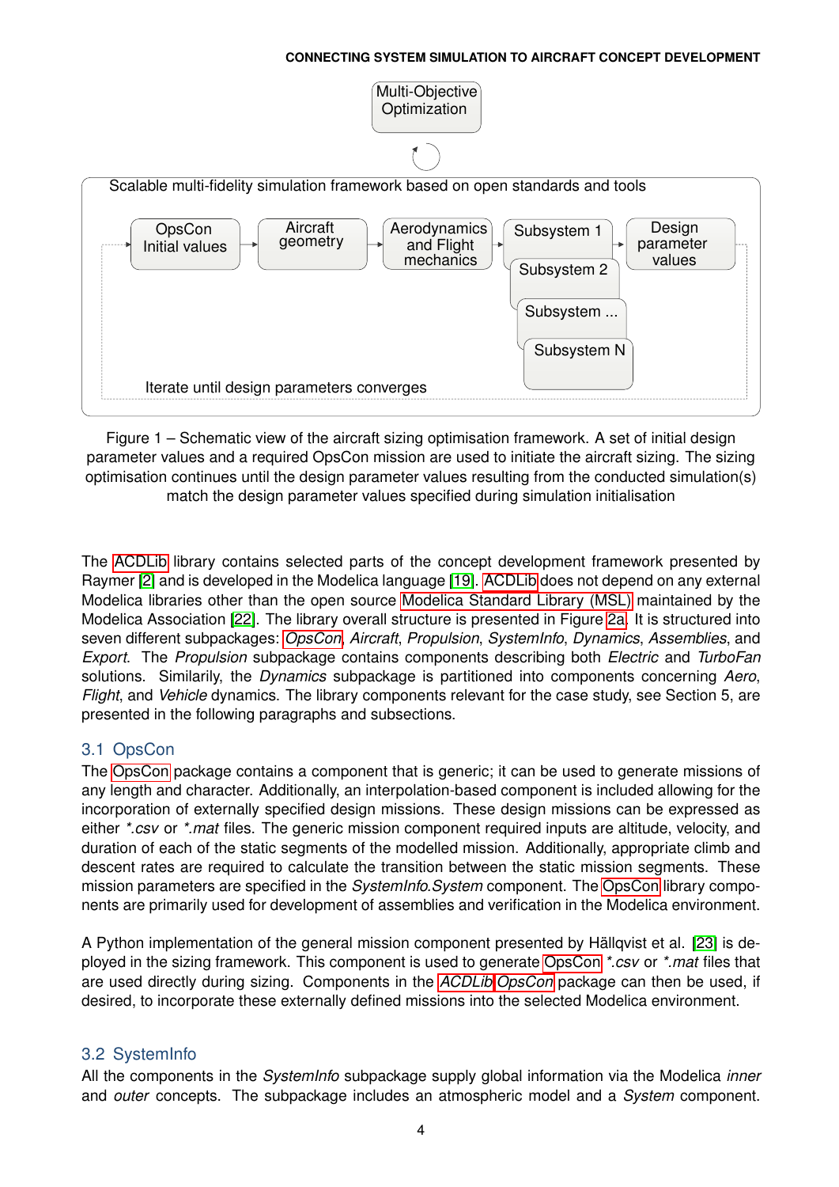Figure 1 – Schematic view of the aircraft sizing optimisation framework. A set of initial design parameter values and a required OpsCon mission are used to initiate the aircraft sizing. The sizing optimisation continues until the design parameter values resulting from the conducted simulation(s) match the design parameter values specified during simulation initialisation

The ACDLib library contains selected parts of the concept development framework presented by Raymer [2] and is developed in the Modelica language [19]. ACDLib does not depend on any external Modelica libraries other than the open source Modelica Standard Library (MSL) maintained by the Modelica Association [22]. The library overall structure is presented in Figure 2a. It is structured into seven different subpackages: *OpsCon*, *Aircraft*, *Propulsion*, *SystemInfo*, *Dynamics*, *Assemblies*, and *Export*. The *Propulsion* subpackage contains components describing both *Electric* and *TurboFan* solutions. Similarily, the *Dynamics* subpackage is partitioned into components concerning *Aero*, *Flight*, and *Vehicle* dynamics. The library components relevant for the case study, see Section 5, are presented in the following paragraphs and subsections.

## 3.1 OpsCon

The OpsCon package contains a component that is generic; it can be used to generate missions of any length and character. Additionally, an interpolation-based component is included allowing for the incorporation of externally specified design missions. These design missions can be expressed as either *\*.csv* or *\*.mat* files. The generic mission component required inputs are altitude, velocity, and duration of each of the static segments of the modelled mission. Additionally, appropriate climb and descent rates are required to calculate the transition between the static mission segments. These mission parameters are specified in the *SystemInfo.System* component. The OpsCon library components are primarily used for development of assemblies and verification in the Modelica environment.

A Python implementation of the general mission component presented by Hällqvist et al. [23] is deployed in the sizing framework. This component is used to generate OpsCon *\*.csv* or *\*.mat* files that are used directly during sizing. Components in the *ACDLib OpsCon* package can then be used, if desired, to incorporate these externally defined missions into the selected Modelica environment.

## 3.2 SystemInfo

All the components in the *SystemInfo* subpackage supply global information via the Modelica *inner* and *outer* concepts. The subpackage includes an atmospheric model and a *System* component.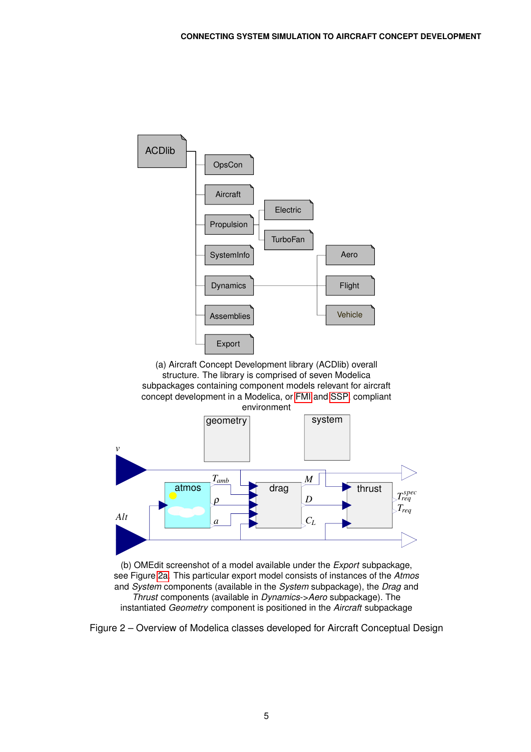(a) Aircraft Concept Development library (ACDlib) overall structure. The library is comprised of seven Modelica subpackages containing component models relevant for aircraft concept development in a Modelica, or FMI and SSP compliant environment

(b) OMEdit screenshot of a model available under the *Export* subpackage, see Figure 2a. This particular export model consists of instances of the *Atmos* and *System* components (available in the *System* subpackage), the *Drag* and *Thrust* components (available in *Dynamics->Aero* subpackage). The instantiated *Geometry* component is positioned in the *Aircraft* subpackage

Figure 2 – Overview of Modelica classes developed for Aircraft Conceptual Design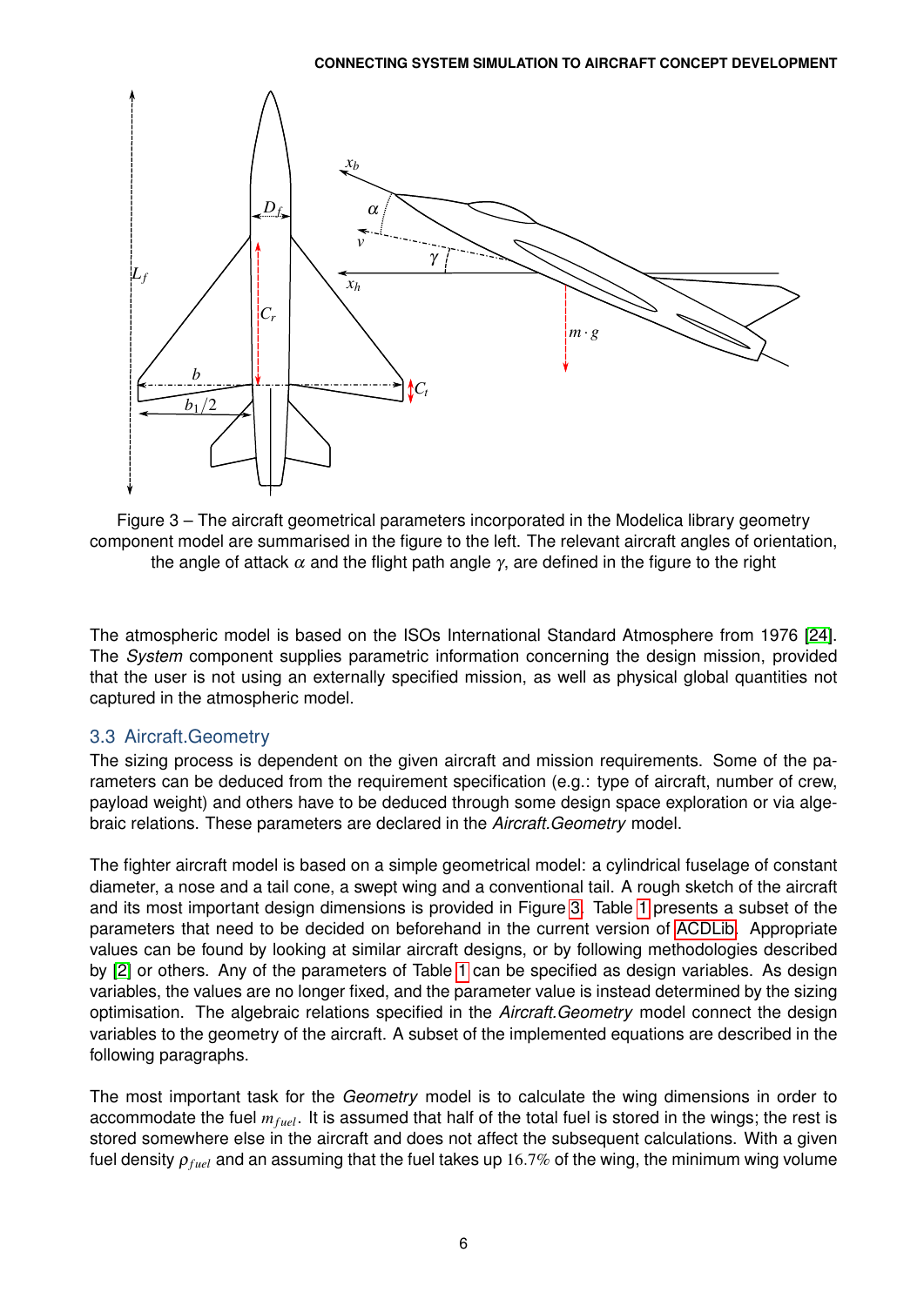Figure 3 – The aircraft geometrical parameters incorporated in the Modelica library geometry component model are summarised in the figure to the left. The relevant aircraft angles of orientation, the angle of attack $\alpha$ and the flight path angle $\gamma$, are defined in the figure to the right

The atmospheric model is based on the ISOs International Standard Atmosphere from 1976 [24]. The *System* component supplies parametric information concerning the design mission, provided that the user is not using an externally specified mission, as well as physical global quantities not captured in the atmospheric model.

### 3.3 Aircraft.Geometry

The sizing process is dependent on the given aircraft and mission requirements. Some of the parameters can be deduced from the requirement specification (e.g.: type of aircraft, number of crew, payload weight) and others have to be deduced through some design space exploration or via algebraic relations. These parameters are declared in the *Aircraft.Geometry* model.

The fighter aircraft model is based on a simple geometrical model: a cylindrical fuselage of constant diameter, a nose and a tail cone, a swept wing and a conventional tail. A rough sketch of the aircraft and its most important design dimensions is provided in Figure 3. Table 1 presents a subset of the parameters that need to be decided on beforehand in the current version of ACDLib. Appropriate values can be found by looking at similar aircraft designs, or by following methodologies described by [2] or others. Any of the parameters of Table 1 can be specified as design variables. As design variables, the values are no longer fixed, and the parameter value is instead determined by the sizing optimisation. The algebraic relations specified in the *Aircraft.Geometry* model connect the design variables to the geometry of the aircraft. A subset of the implemented equations are described in the following paragraphs.

The most important task for the *Geometry* model is to calculate the wing dimensions in order to accommodate the fuel $m_{fuel}$. It is assumed that half of the total fuel is stored in the wings; the rest is stored somewhere else in the aircraft and does not affect the subsequent calculations. With a given fuel density $\rho_{fuel}$ and an assuming that the fuel takes up $16.7\%$ of the wing, the minimum wing volume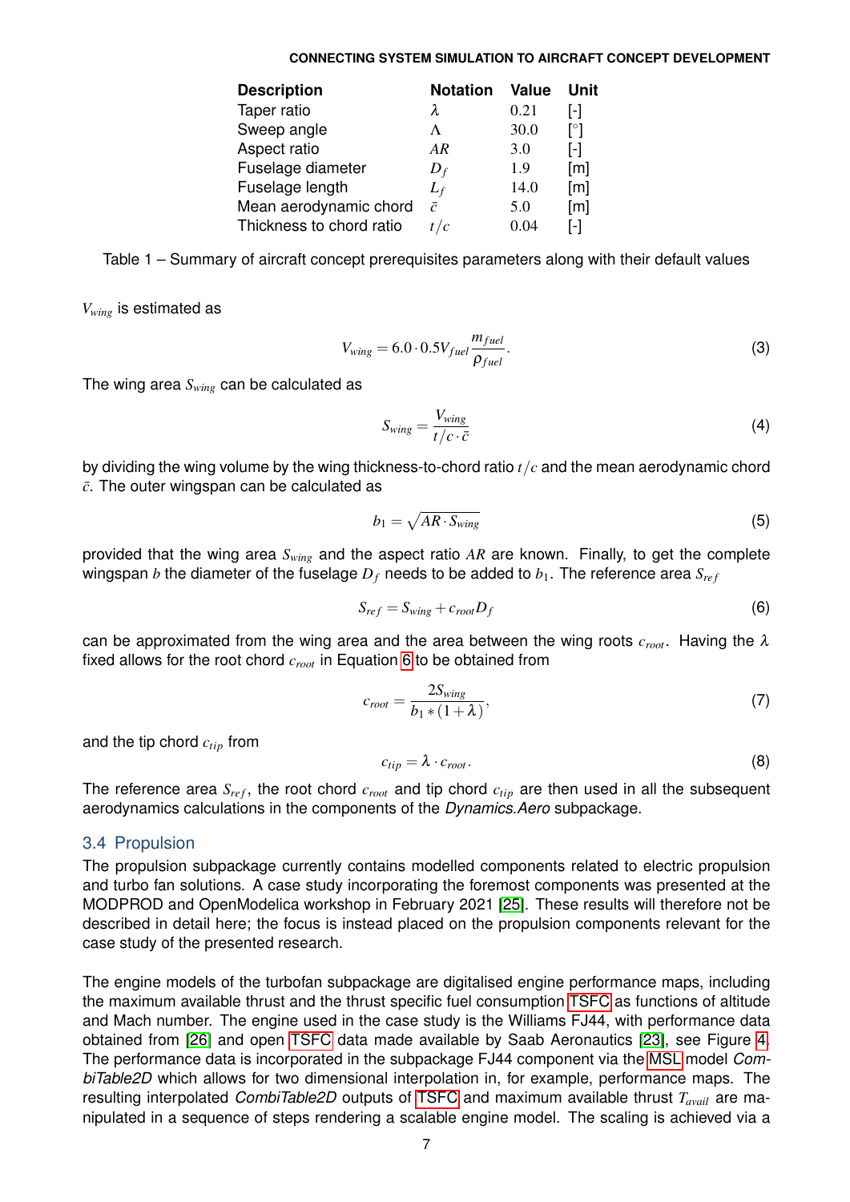| Description | Notation | Value | Unit |
|---|---|---|---|
| Taper ratio | $\lambda$ | 0.21 | [-] |
| Sweep angle | $\Lambda$ | 30.0 | [°] |
| Aspect ratio | $AR$ | 3.0 | [-] |
| Fuselage diameter | $D_f$ | 1.9 | [m] |
| Fuselage length | $L_f$ | 14.0 | [m] |
| Mean aerodynamic chord | $\bar{c}$ | 5.0 | [m] |
| Thickness to chord ratio | $t/c$ | 0.04 | [-] |

Table 1 – Summary of aircraft concept prerequisites parameters along with their default values

$V_{wing}$ is estimated as

$$V_{wing} = 6.0 \cdot 0.5 V_{fuel} \frac{m_{fuel}}{\rho_{fuel}}. \tag{3}$$

The wing area $S_{wing}$ can be calculated as

$$S_{wing} = \frac{V_{wing}}{t/c \cdot \bar{c}} \tag{4}$$

by dividing the wing volume by the wing thickness-to-chord ratio $t/c$ and the mean aerodynamic chord $\bar{c}$. The outer wingspan can be calculated as

$$b_1 = \sqrt{AR \cdot S_{wing}} \tag{5}$$

provided that the wing area $S_{wing}$ and the aspect ratio $AR$ are known. Finally, to get the complete wingspan $b$ the diameter of the fuselage $D_f$ needs to be added to $b_1$. The reference area $S_{ref}$

$$S_{ref} = S_{wing} + c_{root} D_f \tag{6}$$

can be approximated from the wing area and the area between the wing roots $c_{root}$. Having the $\lambda$ fixed allows for the root chord $c_{root}$ in Equation 6 to be obtained from

$$c_{root} = \frac{2 S_{wing}}{b_1 * (1+\lambda)}, \tag{7}$$

and the tip chord $c_{tip}$ from

$$c_{tip} = \lambda \cdot c_{root}. \tag{8}$$

The reference area $S_{ref}$, the root chord $c_{root}$ and tip chord $c_{tip}$ are then used in all the subsequent aerodynamics calculations in the components of the *Dynamics.Aero* subpackage.

## 3.4 Propulsion

The propulsion subpackage currently contains modelled components related to electric propulsion and turbo fan solutions. A case study incorporating the foremost components was presented at the MODPROD and OpenModelica workshop in February 2021 [25]. These results will therefore not be described in detail here; the focus is instead placed on the propulsion components relevant for the case study of the presented research.

The engine models of the turbofan subpackage are digitalised engine performance maps, including the maximum available thrust and the thrust specific fuel consumption TSFC as functions of altitude and Mach number. The engine used in the case study is the Williams FJ44, with performance data obtained from [26] and open TSFC data made available by Saab Aeronautics [23], see Figure 4. The performance data is incorporated in the subpackage FJ44 component via the MSL model *CombiTable2D* which allows for two dimensional interpolation in, for example, performance maps. The resulting interpolated *CombiTable2D* outputs of TSFC and maximum available thrust $T_{avail}$ are manipulated in a sequence of steps rendering a scalable engine model. The scaling is achieved via a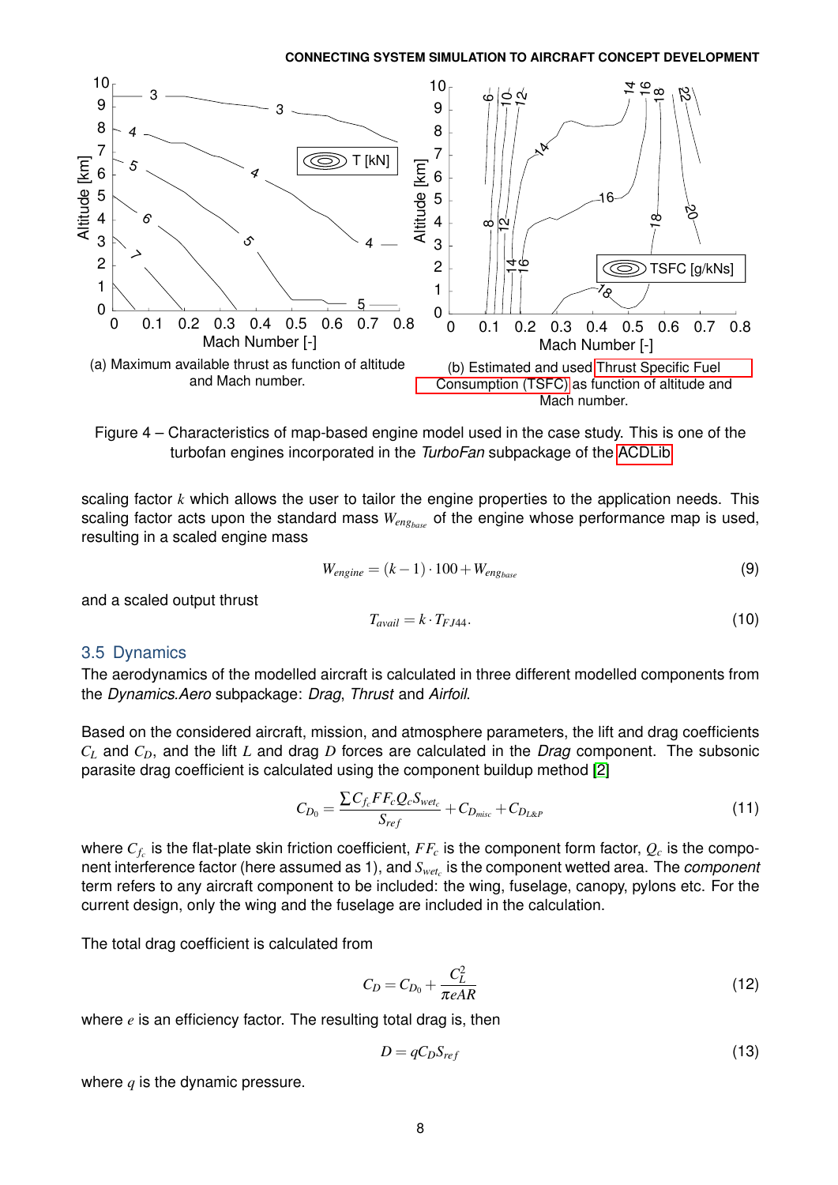(a) Maximum available thrust as function of altitude and Mach number.

(b) Estimated and used Thrust Specific Fuel Consumption (TSFC) as function of altitude and Mach number.

Figure 4 – Characteristics of map-based engine model used in the case study. This is one of the turbofan engines incorporated in the *TurboFan* subpackage of the ACDLib

scaling factor $k$ which allows the user to tailor the engine properties to the application needs. This scaling factor acts upon the standard mass $W_{eng_{base}}$ of the engine whose performance map is used, resulting in a scaled engine mass

$$W_{engine} = (k-1) \cdot 100 + W_{eng_{base}} \tag{9}$$

and a scaled output thrust

$$T_{avail} = k \cdot T_{FJ44}. \tag{10}$$

## 3.5 Dynamics

The aerodynamics of the modelled aircraft is calculated in three different modelled components from the *Dynamics.Aero* subpackage: *Drag*, *Thrust* and *Airfoil*.

Based on the considered aircraft, mission, and atmosphere parameters, the lift and drag coefficients $C_L$ and $C_D$, and the lift $L$ and drag $D$ forces are calculated in the *Drag* component. The subsonic parasite drag coefficient is calculated using the component buildup method [2]

$$C_{D_0} = \frac{\sum C_{f_c} FF_c Q_c S_{wet_c}}{S_{ref}} + C_{D_{misc}} + C_{D_{L\&P}} \tag{11}$$

where $C_{f_c}$ is the flat-plate skin friction coefficient, $FF_c$ is the component form factor, $Q_c$ is the component interference factor (here assumed as 1), and $S_{wet_c}$ is the component wetted area. The *component* term refers to any aircraft component to be included: the wing, fuselage, canopy, pylons etc. For the current design, only the wing and the fuselage are included in the calculation.

The total drag coefficient is calculated from

$$C_D = C_{D_0} + \frac{C_L^2}{\pi e AR} \tag{12}$$

where $e$ is an efficiency factor. The resulting total drag is, then

$$D = q C_D S_{ref} \tag{13}$$

where $q$ is the dynamic pressure.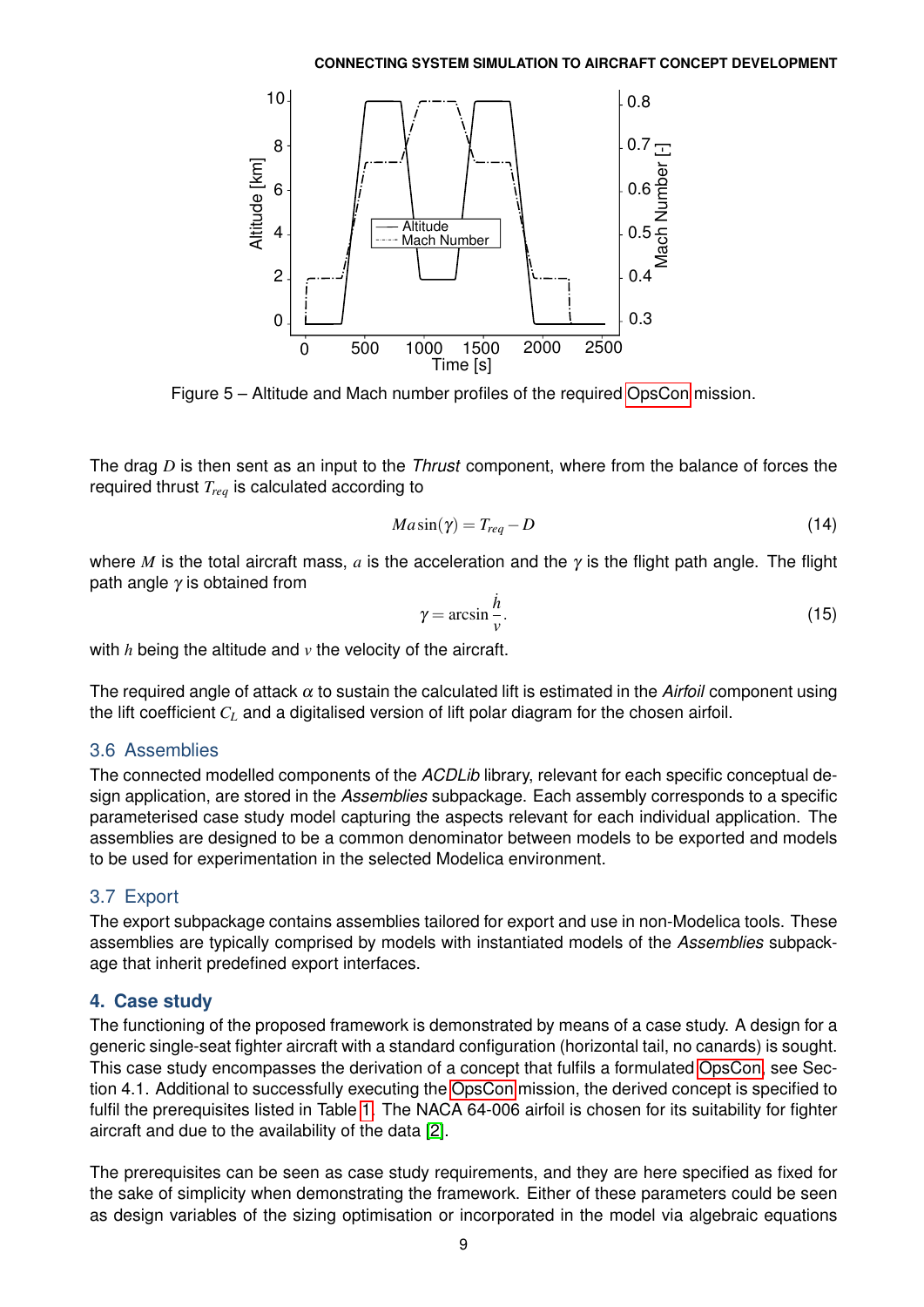Figure 5 – Altitude and Mach number profiles of the required OpsCon mission.

The drag $D$ is then sent as an input to the *Thrust* component, where from the balance of forces the required thrust $T_{req}$ is calculated according to

$$Ma\sin(\gamma) = T_{req} - D \tag{14}$$

where $M$ is the total aircraft mass, $a$ is the acceleration and the $\gamma$ is the flight path angle. The flight path angle $\gamma$ is obtained from

$$\gamma = \arcsin\frac{\dot{h}}{v}. \tag{15}$$

with $h$ being the altitude and $v$ the velocity of the aircraft.

The required angle of attack $\alpha$ to sustain the calculated lift is estimated in the *Airfoil* component using the lift coefficient $C_L$ and a digitalised version of lift polar diagram for the chosen airfoil.

### 3.6 Assemblies

The connected modelled components of the *ACDLib* library, relevant for each specific conceptual design application, are stored in the *Assemblies* subpackage. Each assembly corresponds to a specific parameterised case study model capturing the aspects relevant for each individual application. The assemblies are designed to be a common denominator between models to be exported and models to be used for experimentation in the selected Modelica environment.

### 3.7 Export

The export subpackage contains assemblies tailored for export and use in non-Modelica tools. These assemblies are typically comprised by models with instantiated models of the *Assemblies* subpackage that inherit predefined export interfaces.

## 4. Case study

The functioning of the proposed framework is demonstrated by means of a case study. A design for a generic single-seat fighter aircraft with a standard configuration (horizontal tail, no canards) is sought. This case study encompasses the derivation of a concept that fulfils a formulated OpsCon, see Section 4.1. Additional to successfully executing the OpsCon mission, the derived concept is specified to fulfil the prerequisites listed in Table 1. The NACA 64-006 airfoil is chosen for its suitability for fighter aircraft and due to the availability of the data [2].

The prerequisites can be seen as case study requirements, and they are here specified as fixed for the sake of simplicity when demonstrating the framework. Either of these parameters could be seen as design variables of the sizing optimisation or incorporated in the model via algebraic equations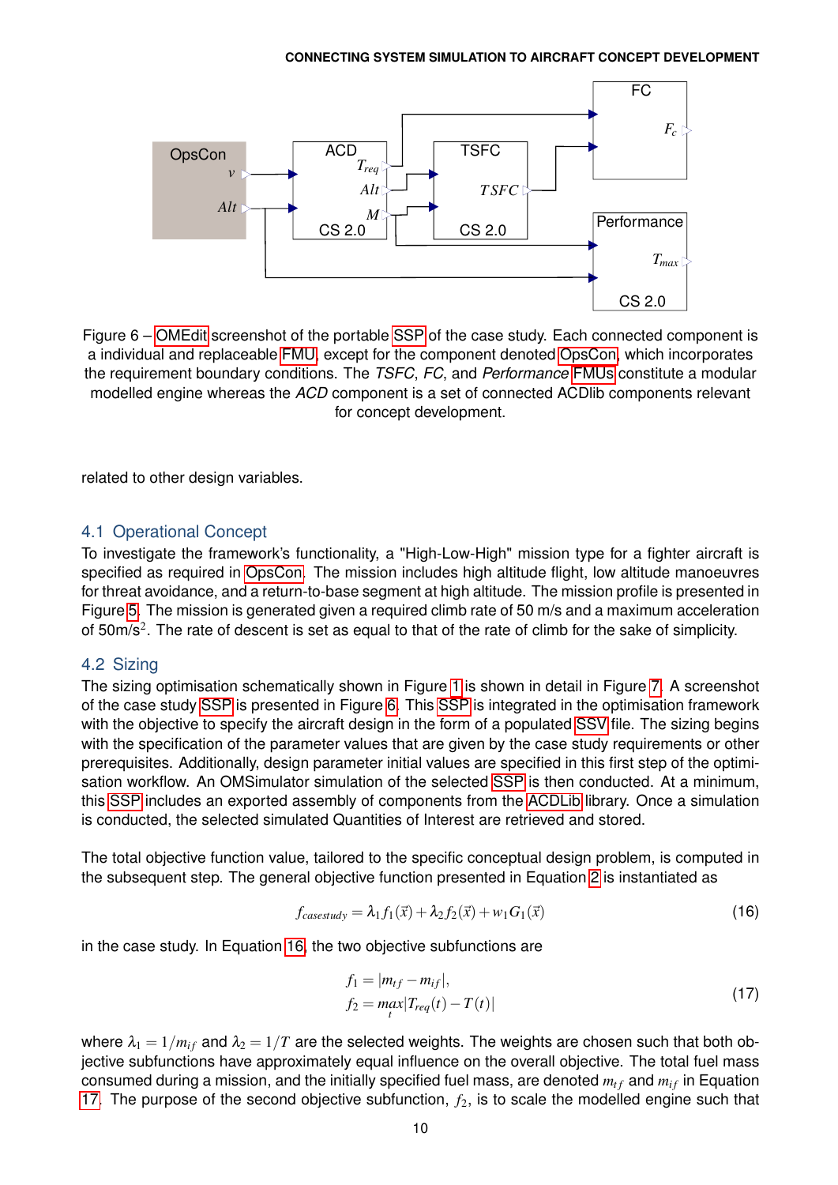Figure 6 – OMEdit screenshot of the portable SSP of the case study. Each connected component is a individual and replaceable FMU, except for the component denoted OpsCon, which incorporates the requirement boundary conditions. The *TSFC*, *FC*, and *Performance* FMUs constitute a modular modelled engine whereas the *ACD* component is a set of connected ACDlib components relevant for concept development.

related to other design variables.

## 4.1 Operational Concept

To investigate the framework's functionality, a "High-Low-High" mission type for a fighter aircraft is specified as required in OpsCon. The mission includes high altitude flight, low altitude manoeuvres for threat avoidance, and a return-to-base segment at high altitude. The mission profile is presented in Figure 5. The mission is generated given a required climb rate of 50 m/s and a maximum acceleration of 50m/s$^2$. The rate of descent is set as equal to that of the rate of climb for the sake of simplicity.

## 4.2 Sizing

The sizing optimisation schematically shown in Figure 1 is shown in detail in Figure 7. A screenshot of the case study SSP is presented in Figure 6. This SSP is integrated in the optimisation framework with the objective to specify the aircraft design in the form of a populated SSV file. The sizing begins with the specification of the parameter values that are given by the case study requirements or other prerequisites. Additionally, design parameter initial values are specified in this first step of the optimisation workflow. An OMSimulator simulation of the selected SSP is then conducted. At a minimum, this SSP includes an exported assembly of components from the ACDLib library. Once a simulation is conducted, the selected simulated Quantities of Interest are retrieved and stored.

The total objective function value, tailored to the specific conceptual design problem, is computed in the subsequent step. The general objective function presented in Equation 2 is instantiated as

$$f_{casestudy} = \lambda_1 f_1(\vec{x}) + \lambda_2 f_2(\vec{x}) + w_1 G_1(\vec{x}) \tag{16}$$

in the case study. In Equation 16, the two objective subfunctions are

$$\begin{aligned} f_1 &= |m_{tf} - m_{if}|, \\ f_2 &= \max_t |T_{req}(t) - T(t)| \end{aligned} \tag{17}$$

where $\lambda_1 = 1/m_{if}$ and $\lambda_2 = 1/T$ are the selected weights. The weights are chosen such that both objective subfunctions have approximately equal influence on the overall objective. The total fuel mass consumed during a mission, and the initially specified fuel mass, are denoted $m_{tf}$ and $m_{if}$ in Equation 17. The purpose of the second objective subfunction, $f_2$, is to scale the modelled engine such that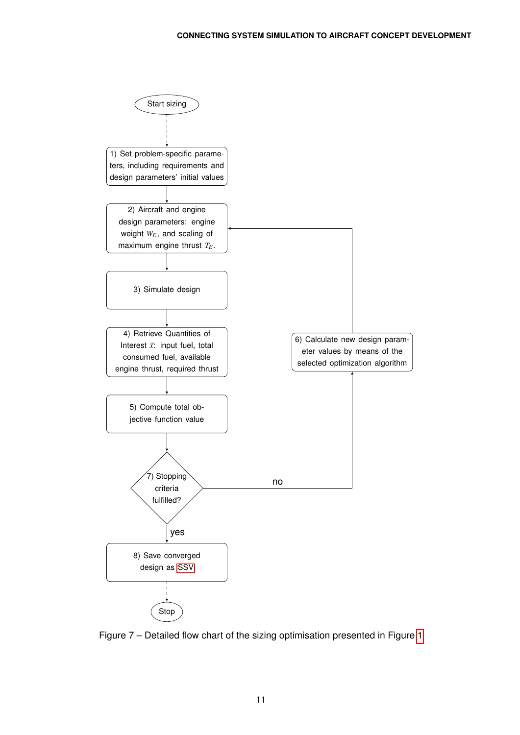Start sizing

1) Set problem-specific parameters, including requirements and design parameters' initial values

2) Aircraft and engine design parameters: engine weight $W_E$, and scaling of maximum engine thrust $T_E$.

3) Simulate design

4) Retrieve Quantities of Interest $\vec{x}$: input fuel, total consumed fuel, available engine thrust, required thrust

5) Compute total objective function value

7) Stopping criteria fulfilled?

no

6) Calculate new design parameter values by means of the selected optimization algorithm

yes

8) Save converged design as SSV

Stop

Figure 7 – Detailed flow chart of the sizing optimisation presented in Figure 1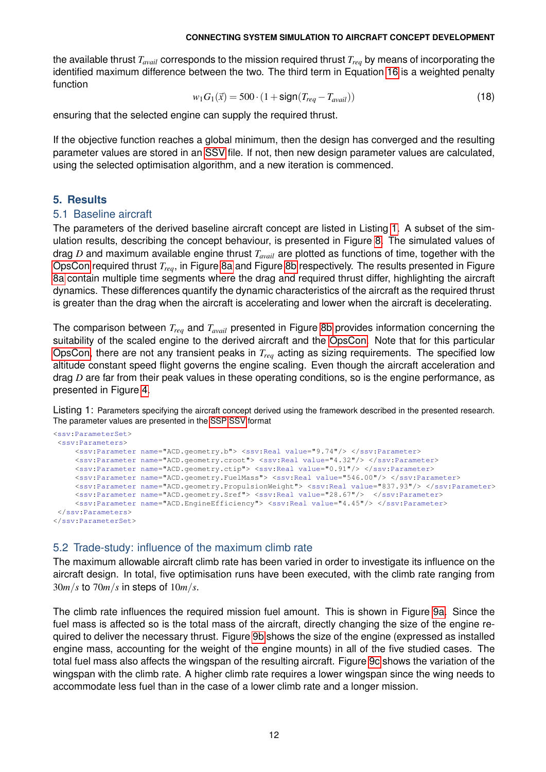the available thrust $T_{avail}$ corresponds to the mission required thrust $T_{req}$ by means of incorporating the identified maximum difference between the two. The third term in Equation 16 is a weighted penalty function

$$w_1 G_1(\vec{x}) = 500 \cdot (1 + \text{sign}(T_{req} - T_{avail})) \tag{18}$$

ensuring that the selected engine can supply the required thrust.

If the objective function reaches a global minimum, then the design has converged and the resulting parameter values are stored in an SSV file. If not, then new design parameter values are calculated, using the selected optimisation algorithm, and a new iteration is commenced.

## 5. Results

### 5.1 Baseline aircraft

The parameters of the derived baseline aircraft concept are listed in Listing 1. A subset of the simulation results, describing the concept behaviour, is presented in Figure 8. The simulated values of drag $D$ and maximum available engine thrust $T_{avail}$ are plotted as functions of time, together with the OpsCon required thrust $T_{req}$, in Figure 8a and Figure 8b respectively. The results presented in Figure 8a contain multiple time segments where the drag and required thrust differ, highlighting the aircraft dynamics. These differences quantify the dynamic characteristics of the aircraft as the required thrust is greater than the drag when the aircraft is accelerating and lower when the aircraft is decelerating.

The comparison between $T_{req}$ and $T_{avail}$ presented in Figure 8b provides information concerning the suitability of the scaled engine to the derived aircraft and the OpsCon. Note that for this particular OpsCon, there are not any transient peaks in $T_{req}$ acting as sizing requirements. The specified low altitude constant speed flight governs the engine scaling. Even though the aircraft acceleration and drag $D$ are far from their peak values in these operating conditions, so is the engine performance, as presented in Figure 4.

Listing 1: Parameters specifying the aircraft concept derived using the framework described in the presented research. The parameter values are presented in the SSP SSV format

```
<ssv:ParameterSet>
 <ssv:Parameters>
     <ssv:Parameter name="ACD.geometry.b"> <ssv:Real value="9.74"/> </ssv:Parameter>
     <ssv:Parameter name="ACD.geometry.croot"> <ssv:Real value="4.32"/> </ssv:Parameter>
     <ssv:Parameter name="ACD.geometry.ctip"> <ssv:Real value="0.91"/> </ssv:Parameter>
     <ssv:Parameter name="ACD.geometry.FuelMass"> <ssv:Real value="546.00"/> </ssv:Parameter>
     <ssv:Parameter name="ACD.geometry.PropulsionWeight"> <ssv:Real value="837.93"/> </ssv:Parameter>
     <ssv:Parameter name="ACD.geometry.Sref"> <ssv:Real value="28.67"/>  </ssv:Parameter>
     <ssv:Parameter name="ACD.EngineEfficiency"> <ssv:Real value="4.45"/> </ssv:Parameter>
 </ssv:Parameters>
</ssv:ParameterSet>
```

### 5.2 Trade-study: influence of the maximum climb rate

The maximum allowable aircraft climb rate has been varied in order to investigate its influence on the aircraft design. In total, five optimisation runs have been executed, with the climb rate ranging from $30m/s$ to $70m/s$ in steps of $10m/s$.

The climb rate influences the required mission fuel amount. This is shown in Figure 9a. Since the fuel mass is affected so is the total mass of the aircraft, directly changing the size of the engine required to deliver the necessary thrust. Figure 9b shows the size of the engine (expressed as installed engine mass, accounting for the weight of the engine mounts) in all of the five studied cases. The total fuel mass also affects the wingspan of the resulting aircraft. Figure 9c shows the variation of the wingspan with the climb rate. A higher climb rate requires a lower wingspan since the wing needs to accommodate less fuel than in the case of a lower climb rate and a longer mission.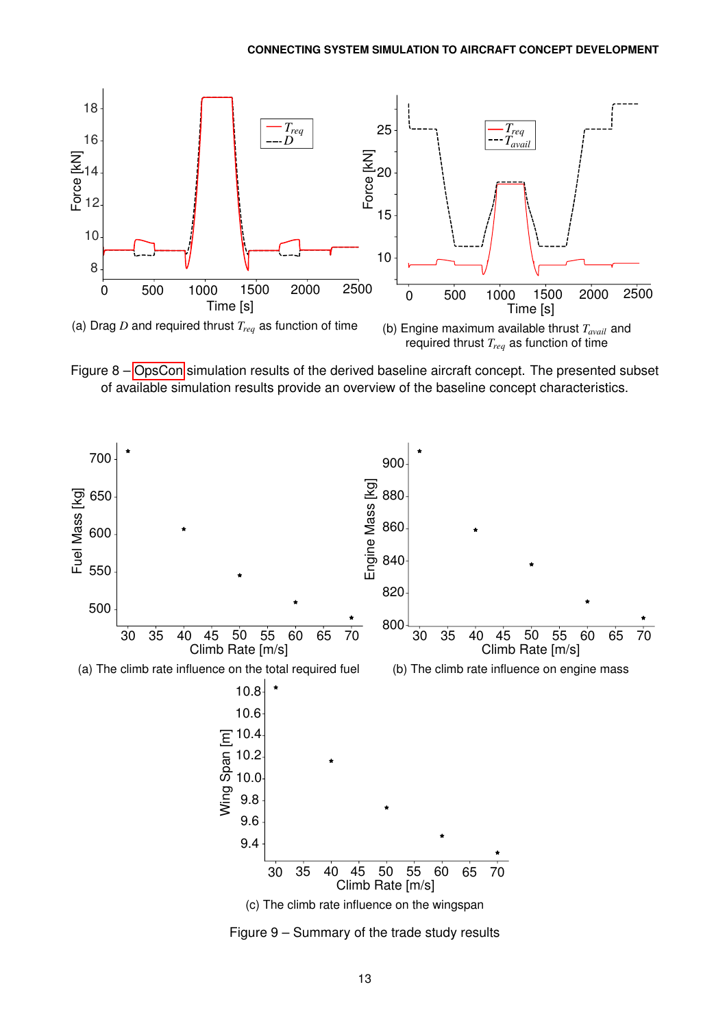(a) Drag $D$ and required thrust $T_{req}$ as function of time

(b) Engine maximum available thrust $T_{avail}$ and required thrust $T_{req}$ as function of time

Figure 8 – OpsCon simulation results of the derived baseline aircraft concept. The presented subset of available simulation results provide an overview of the baseline concept characteristics.

(a) The climb rate influence on the total required fuel

(b) The climb rate influence on engine mass

(c) The climb rate influence on the wingspan

Figure 9 – Summary of the trade study results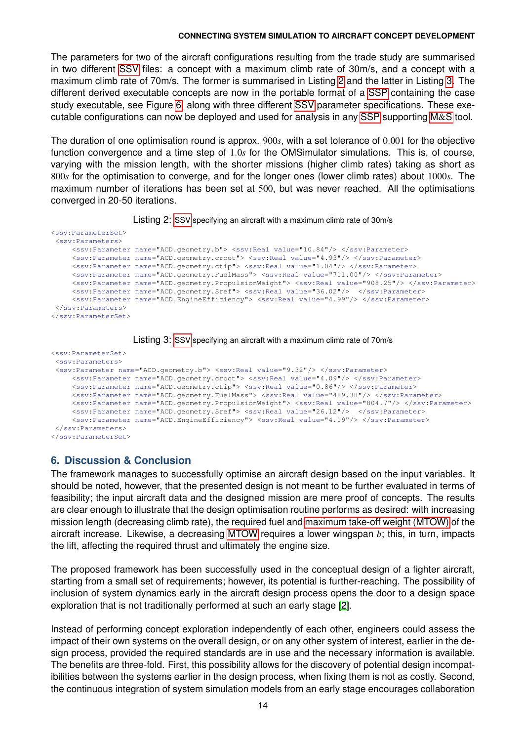The parameters for two of the aircraft configurations resulting from the trade study are summarised in two different SSV files: a concept with a maximum climb rate of 30m/s, and a concept with a maximum climb rate of 70m/s. The former is summarised in Listing 2 and the latter in Listing 3. The different derived executable concepts are now in the portable format of a SSP containing the case study executable, see Figure 6, along with three different SSV parameter specifications. These executable configurations can now be deployed and used for analysis in any SSP supporting M&S tool.

The duration of one optimisation round is approx. $900s$, with a set tolerance of $0.001$ for the objective function convergence and a time step of $1.0s$ for the OMSimulator simulations. This is, of course, varying with the mission length, with the shorter missions (higher climb rates) taking as short as $800s$ for the optimisation to converge, and for the longer ones (lower climb rates) about $1000s$. The maximum number of iterations has been set at $500$, but was never reached. All the optimisations converged in 20-50 iterations.

Listing 2: SSV specifying an aircraft with a maximum climb rate of 30m/s

```
<ssv:ParameterSet>
 <ssv:Parameters>
     <ssv:Parameter name="ACD.geometry.b"> <ssv:Real value="10.84"/> </ssv:Parameter>
     <ssv:Parameter name="ACD.geometry.croot"> <ssv:Real value="4.93"/> </ssv:Parameter>
     <ssv:Parameter name="ACD.geometry.ctip"> <ssv:Real value="1.04"/> </ssv:Parameter>
     <ssv:Parameter name="ACD.geometry.FuelMass"> <ssv:Real value="711.00"/> </ssv:Parameter>
     <ssv:Parameter name="ACD.geometry.PropulsionWeight"> <ssv:Real value="908.25"/> </ssv:Parameter>
     <ssv:Parameter name="ACD.geometry.Sref"> <ssv:Real value="36.02"/>  </ssv:Parameter>
     <ssv:Parameter name="ACD.EngineEfficiency"> <ssv:Real value="4.99"/> </ssv:Parameter>
 </ssv:Parameters>
</ssv:ParameterSet>
```

Listing 3: SSV specifying an aircraft with a maximum climb rate of 70m/s

```
<ssv:ParameterSet>
 <ssv:Parameters>
 <ssv:Parameter name="ACD.geometry.b"> <ssv:Real value="9.32"/> </ssv:Parameter>
     <ssv:Parameter name="ACD.geometry.croot"> <ssv:Real value="4.09"/> </ssv:Parameter>
     <ssv:Parameter name="ACD.geometry.ctip"> <ssv:Real value="0.86"/> </ssv:Parameter>
     <ssv:Parameter name="ACD.geometry.FuelMass"> <ssv:Real value="489.38"/> </ssv:Parameter>
     <ssv:Parameter name="ACD.geometry.PropulsionWeight"> <ssv:Real value="804.7"/> </ssv:Parameter>
     <ssv:Parameter name="ACD.geometry.Sref"> <ssv:Real value="26.12"/>  </ssv:Parameter>
     <ssv:Parameter name="ACD.EngineEfficiency"> <ssv:Real value="4.19"/> </ssv:Parameter>
 </ssv:Parameters>
</ssv:ParameterSet>
```

## 6. Discussion & Conclusion

The framework manages to successfully optimise an aircraft design based on the input variables. It should be noted, however, that the presented design is not meant to be further evaluated in terms of feasibility; the input aircraft data and the designed mission are mere proof of concepts. The results are clear enough to illustrate that the design optimisation routine performs as desired: with increasing mission length (decreasing climb rate), the required fuel and maximum take-off weight (MTOW) of the aircraft increase. Likewise, a decreasing MTOW requires a lower wingspan $b$; this, in turn, impacts the lift, affecting the required thrust and ultimately the engine size.

The proposed framework has been successfully used in the conceptual design of a fighter aircraft, starting from a small set of requirements; however, its potential is further-reaching. The possibility of inclusion of system dynamics early in the aircraft design process opens the door to a design space exploration that is not traditionally performed at such an early stage [2].

Instead of performing concept exploration independently of each other, engineers could assess the impact of their own systems on the overall design, or on any other system of interest, earlier in the design process, provided the required standards are in use and the necessary information is available. The benefits are three-fold. First, this possibility allows for the discovery of potential design incompatibilities between the systems earlier in the design process, when fixing them is not as costly. Second, the continuous integration of system simulation models from an early stage encourages collaboration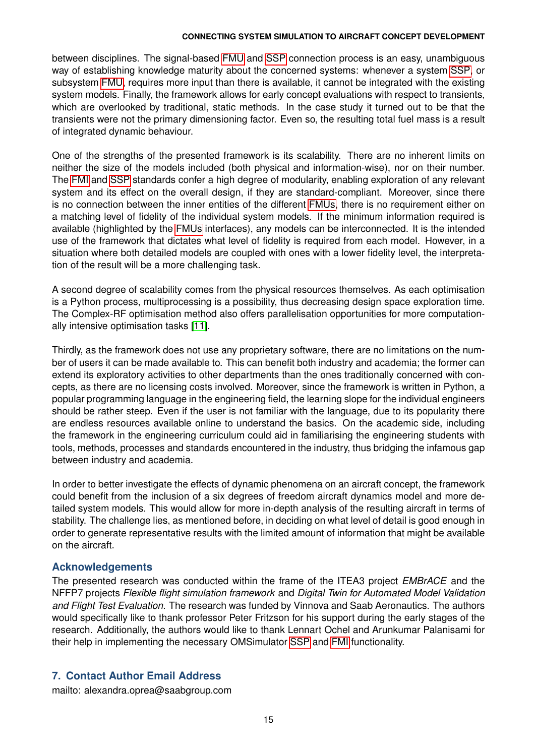between disciplines. The signal-based FMU and SSP connection process is an easy, unambiguous way of establishing knowledge maturity about the concerned systems: whenever a system SSP, or subsystem FMU, requires more input than there is available, it cannot be integrated with the existing system models. Finally, the framework allows for early concept evaluations with respect to transients, which are overlooked by traditional, static methods. In the case study it turned out to be that the transients were not the primary dimensioning factor. Even so, the resulting total fuel mass is a result of integrated dynamic behaviour.

One of the strengths of the presented framework is its scalability. There are no inherent limits on neither the size of the models included (both physical and information-wise), nor on their number. The FMI and SSP standards confer a high degree of modularity, enabling exploration of any relevant system and its effect on the overall design, if they are standard-compliant. Moreover, since there is no connection between the inner entities of the different FMUs, there is no requirement either on a matching level of fidelity of the individual system models. If the minimum information required is available (highlighted by the FMUs interfaces), any models can be interconnected. It is the intended use of the framework that dictates what level of fidelity is required from each model. However, in a situation where both detailed models are coupled with ones with a lower fidelity level, the interpretation of the result will be a more challenging task.

A second degree of scalability comes from the physical resources themselves. As each optimisation is a Python process, multiprocessing is a possibility, thus decreasing design space exploration time. The Complex-RF optimisation method also offers parallelisation opportunities for more computationally intensive optimisation tasks [11].

Thirdly, as the framework does not use any proprietary software, there are no limitations on the number of users it can be made available to. This can benefit both industry and academia; the former can extend its exploratory activities to other departments than the ones traditionally concerned with concepts, as there are no licensing costs involved. Moreover, since the framework is written in Python, a popular programming language in the engineering field, the learning slope for the individual engineers should be rather steep. Even if the user is not familiar with the language, due to its popularity there are endless resources available online to understand the basics. On the academic side, including the framework in the engineering curriculum could aid in familiarising the engineering students with tools, methods, processes and standards encountered in the industry, thus bridging the infamous gap between industry and academia.

In order to better investigate the effects of dynamic phenomena on an aircraft concept, the framework could benefit from the inclusion of a six degrees of freedom aircraft dynamics model and more detailed system models. This would allow for more in-depth analysis of the resulting aircraft in terms of stability. The challenge lies, as mentioned before, in deciding on what level of detail is good enough in order to generate representative results with the limited amount of information that might be available on the aircraft.

### Acknowledgements

The presented research was conducted within the frame of the ITEA3 project *EMBrACE* and the NFFP7 projects *Flexible flight simulation framework* and *Digital Twin for Automated Model Validation and Flight Test Evaluation*. The research was funded by Vinnova and Saab Aeronautics. The authors would specifically like to thank professor Peter Fritzson for his support during the early stages of the research. Additionally, the authors would like to thank Lennart Ochel and Arunkumar Palanisami for their help in implementing the necessary OMSimulator SSP and FMI functionality.

## 7. Contact Author Email Address

mailto: alexandra.oprea@saabgroup.com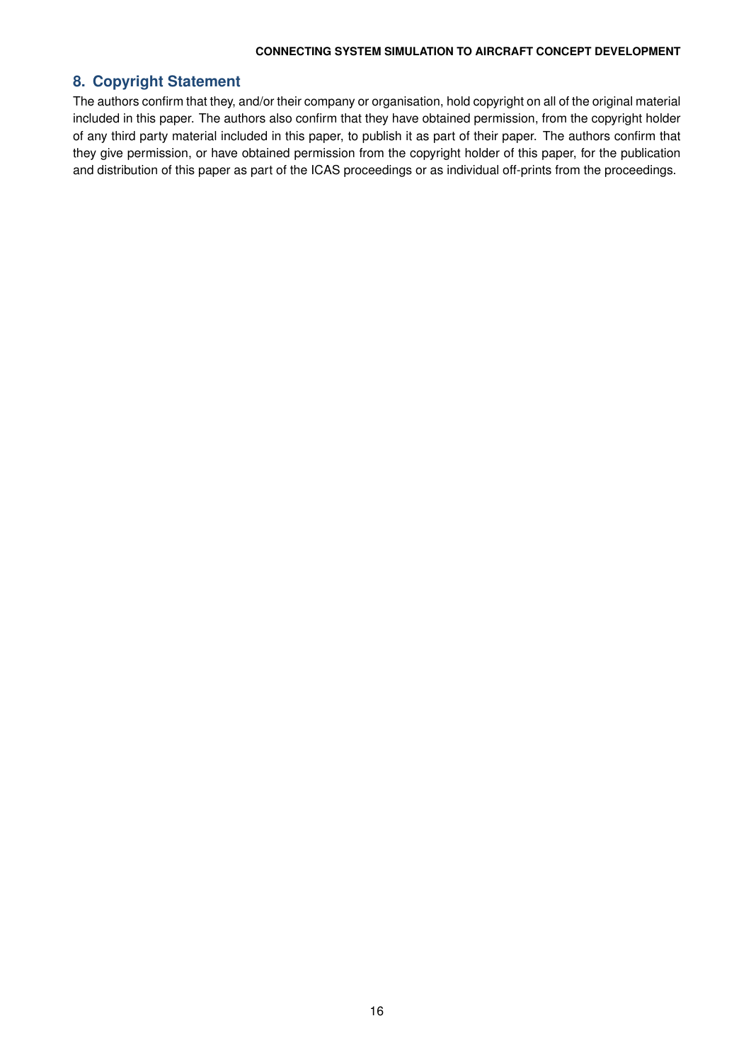## 8. Copyright Statement

The authors confirm that they, and/or their company or organisation, hold copyright on all of the original material included in this paper. The authors also confirm that they have obtained permission, from the copyright holder of any third party material included in this paper, to publish it as part of their paper. The authors confirm that they give permission, or have obtained permission from the copyright holder of this paper, for the publication and distribution of this paper as part of the ICAS proceedings or as individual off-prints from the proceedings.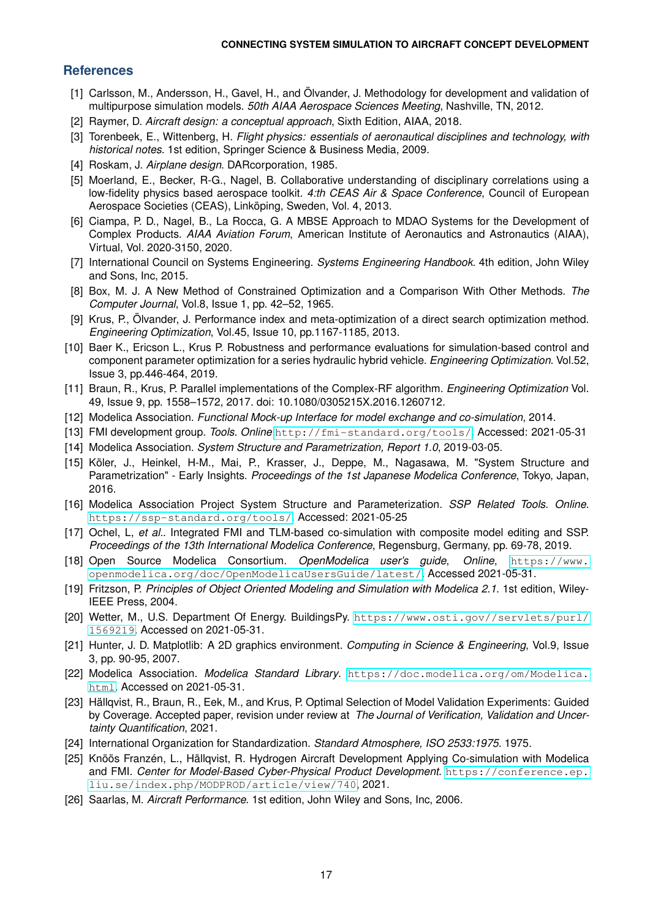## References

[1] Carlsson, M., Andersson, H., Gavel, H., and Ölvander, J. Methodology for development and validation of multipurpose simulation models. *50th AIAA Aerospace Sciences Meeting*, Nashville, TN, 2012.

[2] Raymer, D. *Aircraft design: a conceptual approach*, Sixth Edition, AIAA, 2018.

[3] Torenbeek, E., Wittenberg, H. *Flight physics: essentials of aeronautical disciplines and technology, with historical notes*. 1st edition, Springer Science & Business Media, 2009.

[4] Roskam, J. *Airplane design*. DARcorporation, 1985.

[5] Moerland, E., Becker, R-G., Nagel, B. Collaborative understanding of disciplinary correlations using a low-fidelity physics based aerospace toolkit. *4:th CEAS Air & Space Conference*, Council of European Aerospace Societies (CEAS), Linköping, Sweden, Vol. 4, 2013.

[6] Ciampa, P. D., Nagel, B., La Rocca, G. A MBSE Approach to MDAO Systems for the Development of Complex Products. *AIAA Aviation Forum*, American Institute of Aeronautics and Astronautics (AIAA), Virtual, Vol. 2020-3150, 2020.

[7] International Council on Systems Engineering. *Systems Engineering Handbook*. 4th edition, John Wiley and Sons, Inc, 2015.

[8] Box, M. J. A New Method of Constrained Optimization and a Comparison With Other Methods. *The Computer Journal*, Vol.8, Issue 1, pp. 42–52, 1965.

[9] Krus, P., Ölvander, J. Performance index and meta-optimization of a direct search optimization method. *Engineering Optimization*, Vol.45, Issue 10, pp.1167-1185, 2013.

[10] Baer K., Ericson L., Krus P. Robustness and performance evaluations for simulation-based control and component parameter optimization for a series hydraulic hybrid vehicle. *Engineering Optimization*. Vol.52, Issue 3, pp.446-464, 2019.

[11] Braun, R., Krus, P. Parallel implementations of the Complex-RF algorithm. *Engineering Optimization* Vol. 49, Issue 9, pp. 1558–1572, 2017. doi: 10.1080/0305215X.2016.1260712.

[12] Modelica Association. *Functional Mock-up Interface for model exchange and co-simulation*, 2014.

[13] FMI development group. *Tools*. *Online* `http://fmi-standard.org/tools/`. Accessed: 2021-05-31

[14] Modelica Association. *System Structure and Parametrization, Report 1.0*, 2019-03-05.

[15] Köler, J., Heinkel, H-M., Mai, P., Krasser, J., Deppe, M., Nagasawa, M. "System Structure and Parametrization" - Early Insights. *Proceedings of the 1st Japanese Modelica Conference*, Tokyo, Japan, 2016.

[16] Modelica Association Project System Structure and Parameterization. *SSP Related Tools*. *Online*. `https://ssp-standard.org/tools/`. Accessed: 2021-05-25

[17] Ochel, L, *et al.*. Integrated FMI and TLM-based co-simulation with composite model editing and SSP. *Proceedings of the 13th International Modelica Conference*, Regensburg, Germany, pp. 69-78, 2019.

[18] Open Source Modelica Consortium. *OpenModelica user's guide*, *Online*, `https://www.openmodelica.org/doc/OpenModelicaUsersGuide/latest/`. Accessed 2021-05-31.

[19] Fritzson, P. *Principles of Object Oriented Modeling and Simulation with Modelica 2.1*. 1st edition, Wiley-IEEE Press, 2004.

[20] Wetter, M., U.S. Department Of Energy. BuildingsPy. `https://www.osti.gov//servlets/purl/1569219`. Accessed on 2021-05-31.

[21] Hunter, J. D. Matplotlib: A 2D graphics environment. *Computing in Science & Engineering*, Vol.9, Issue 3, pp. 90-95, 2007.

[22] Modelica Association. *Modelica Standard Library*. `https://doc.modelica.org/om/Modelica.html`. Accessed on 2021-05-31.

[23] Hällqvist, R., Braun, R., Eek, M., and Krus, P. Optimal Selection of Model Validation Experiments: Guided by Coverage. Accepted paper, revision under review at *The Journal of Verification, Validation and Uncertainty Quantification*, 2021.

[24] International Organization for Standardization. *Standard Atmosphere, ISO 2533:1975*. 1975.

[25] Knöös Franzén, L., Hällqvist, R. Hydrogen Aircraft Development Applying Co-simulation with Modelica and FMI. *Center for Model-Based Cyber-Physical Product Development*. `https://conference.ep.liu.se/index.php/MODPROD/article/view/740`, 2021.

[26] Saarlas, M. *Aircraft Performance*. 1st edition, John Wiley and Sons, Inc, 2006.